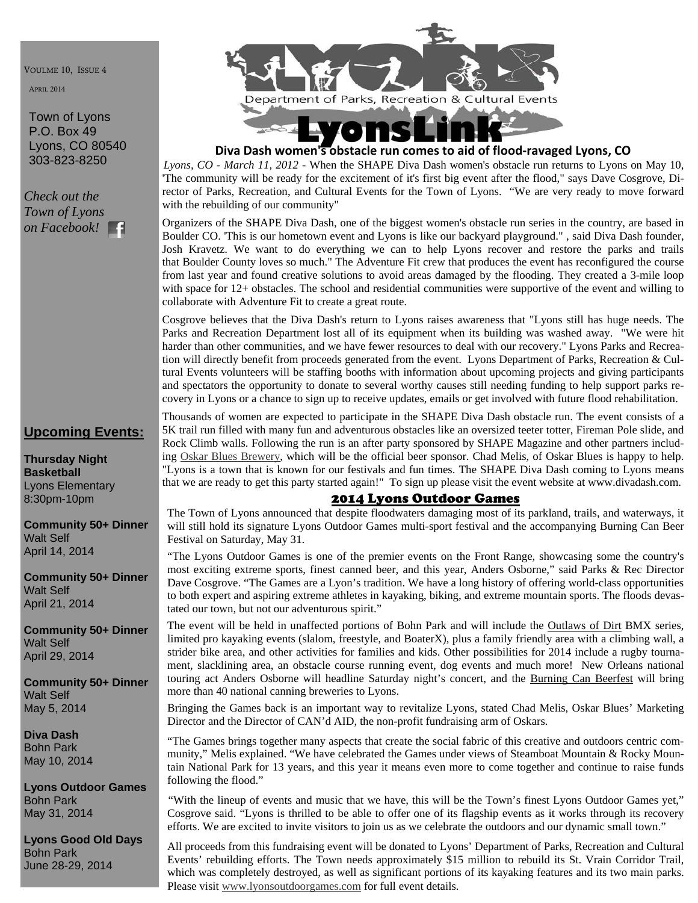VOULME 10, ISSUE 4

APRIL 2014

Town of Lyons
P.O. Box 49
Lyons, CO 80540
303-823-8250

*Check out the Town of Lyons on Facebook!*

Department of Parks, Recreation & Cultural Events

# LyonsLink

## Diva Dash women's obstacle run comes to aid of flood-ravaged Lyons, CO

*Lyons, CO - March 11, 2012* - When the SHAPE Diva Dash women's obstacle run returns to Lyons on May 10, 'The community will be ready for the excitement of it's first big event after the flood," says Dave Cosgrove, Director of Parks, Recreation, and Cultural Events for the Town of Lyons. "We are very ready to move forward with the rebuilding of our community"

Organizers of the SHAPE Diva Dash, one of the biggest women's obstacle run series in the country, are based in Boulder CO. 'This is our hometown event and Lyons is like our backyard playground." , said Diva Dash founder, Josh Kravetz. We want to do everything we can to help Lyons recover and restore the parks and trails that Boulder County loves so much." The Adventure Fit crew that produces the event has reconfigured the course from last year and found creative solutions to avoid areas damaged by the flooding. They created a 3-mile loop with space for 12+ obstacles. The school and residential communities were supportive of the event and willing to collaborate with Adventure Fit to create a great route.

Cosgrove believes that the Diva Dash's return to Lyons raises awareness that "Lyons still has huge needs. The Parks and Recreation Department lost all of its equipment when its building was washed away. "We were hit harder than other communities, and we have fewer resources to deal with our recovery." Lyons Parks and Recreation will directly benefit from proceeds generated from the event. Lyons Department of Parks, Recreation & Cultural Events volunteers will be staffing booths with information about upcoming projects and giving participants and spectators the opportunity to donate to several worthy causes still needing funding to help support parks recovery in Lyons or a chance to sign up to receive updates, emails or get involved with future flood rehabilitation.

Thousands of women are expected to participate in the SHAPE Diva Dash obstacle run. The event consists of a 5K trail run filled with many fun and adventurous obstacles like an oversized teeter totter, Fireman Pole slide, and Rock Climb walls. Following the run is an after party sponsored by SHAPE Magazine and other partners including Oskar Blues Brewery, which will be the official beer sponsor. Chad Melis, of Oskar Blues is happy to help. "Lyons is a town that is known for our festivals and fun times. The SHAPE Diva Dash coming to Lyons means that we are ready to get this party started again!" To sign up please visit the event website at www.divadash.com.

## 2014 Lyons Outdoor Games

The Town of Lyons announced that despite floodwaters damaging most of its parkland, trails, and waterways, it will still hold its signature Lyons Outdoor Games multi-sport festival and the accompanying Burning Can Beer Festival on Saturday, May 31.

"The Lyons Outdoor Games is one of the premier events on the Front Range, showcasing some the country's most exciting extreme sports, finest canned beer, and this year, Anders Osborne," said Parks & Rec Director Dave Cosgrove. "The Games are a Lyon's tradition. We have a long history of offering world-class opportunities to both expert and aspiring extreme athletes in kayaking, biking, and extreme mountain sports. The floods devastated our town, but not our adventurous spirit."

The event will be held in unaffected portions of Bohn Park and will include the Outlaws of Dirt BMX series, limited pro kayaking events (slalom, freestyle, and BoaterX), plus a family friendly area with a climbing wall, a strider bike area, and other activities for families and kids. Other possibilities for 2014 include a rugby tournament, slacklining area, an obstacle course running event, dog events and much more! New Orleans national touring act Anders Osborne will headline Saturday night's concert, and the Burning Can Beerfest will bring more than 40 national canning breweries to Lyons.

Bringing the Games back is an important way to revitalize Lyons, stated Chad Melis, Oskar Blues' Marketing Director and the Director of CAN'd AID, the non-profit fundraising arm of Oskars.

"The Games brings together many aspects that create the social fabric of this creative and outdoors centric community," Melis explained. "We have celebrated the Games under views of Steamboat Mountain & Rocky Mountain National Park for 13 years, and this year it means even more to come together and continue to raise funds following the flood."

"With the lineup of events and music that we have, this will be the Town's finest Lyons Outdoor Games yet," Cosgrove said. "Lyons is thrilled to be able to offer one of its flagship events as it works through its recovery efforts. We are excited to invite visitors to join us as we celebrate the outdoors and our dynamic small town."

All proceeds from this fundraising event will be donated to Lyons' Department of Parks, Recreation and Cultural Events' rebuilding efforts. The Town needs approximately $15 million to rebuild its St. Vrain Corridor Trail, which was completely destroyed, as well as significant portions of its kayaking features and its two main parks. Please visit www.lyonsoutdoorgames.com for full event details.

## Upcoming Events:

**Thursday Night Basketball**
Lyons Elementary
8:30pm-10pm

**Community 50+ Dinner**
Walt Self
April 14, 2014

**Community 50+ Dinner**
Walt Self
April 21, 2014

**Community 50+ Dinner**
Walt Self
April 29, 2014

**Community 50+ Dinner**
Walt Self
May 5, 2014

**Diva Dash**
Bohn Park
May 10, 2014

**Lyons Outdoor Games**
Bohn Park
May 31, 2014

**Lyons Good Old Days**
Bohn Park
June 28-29, 2014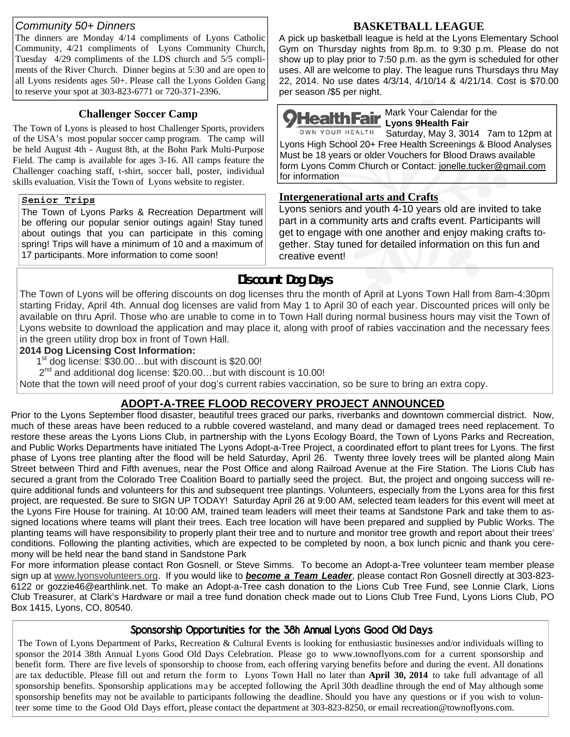## *Community 50+ Dinners*

The dinners are Monday 4/14 compliments of Lyons Catholic Community, 4/21 compliments of Lyons Community Church, Tuesday 4/29 compliments of the LDS church and 5/5 compliments of the River Church. Dinner begins at 5:30 and are open to all Lyons residents ages 50+. Please call the Lyons Golden Gang to reserve your spot at 303-823-6771 or 720-371-2396.

## Challenger Soccer Camp

The Town of Lyons is pleased to host Challenger Sports, providers of the USA's most popular soccer camp program. The camp will be held August 4th - August 8th, at the Bohn Park Multi-Purpose Field. The camp is available for ages 3-16. All camps feature the Challenger coaching staff, t-shirt, soccer ball, poster, individual skills evaluation. Visit the Town of Lyons website to register.

## Senior Trips

The Town of Lyons Parks & Recreation Department will be offering our popular senior outings again! Stay tuned about outings that you can participate in this coming spring! Trips will have a minimum of 10 and a maximum of 17 participants. More information to come soon!

## BASKETBALL LEAGUE

A pick up basketball league is held at the Lyons Elementary School Gym on Thursday nights from 8p.m. to 9:30 p.m. Please do not show up to play prior to 7:50 p.m. as the gym is scheduled for other uses. All are welcome to play. The league runs Thursdays thru May 22, 2014. No use dates 4/3/14, 4/10/14 & 4/21/14. Cost is $70.00 per season /$5 per night.

## 9HealthFair — OWN YOUR HEALTH

Mark Your Calendar for the **Lyons 9Health Fair**
Saturday, May 3, 3014 7am to 12pm at Lyons High School 20+ Free Health Screenings & Blood Analyses Must be 18 years or older Vouchers for Blood Draws available form Lyons Comm Church or Contact: jonelle.tucker@gmail.com for information

## Intergenerational arts and Crafts

Lyons seniors and youth 4-10 years old are invited to take part in a community arts and crafts event. Participants will get to engage with one another and enjoy making crafts together. Stay tuned for detailed information on this fun and creative event!

## Discount Dog Days

The Town of Lyons will be offering discounts on dog licenses thru the month of April at Lyons Town Hall from 8am-4:30pm starting Friday, April 4th. Annual dog licenses are valid from May 1 to April 30 of each year. Discounted prices will only be available on thru April. Those who are unable to come in to Town Hall during normal business hours may visit the Town of Lyons website to download the application and may place it, along with proof of rabies vaccination and the necessary fees in the green utility drop box in front of Town Hall.

**2014 Dog Licensing Cost Information:**

1st dog license: $30.00…but with discount is $20.00!
2nd and additional dog license: $20.00…but with discount is 10.00!

Note that the town will need proof of your dog's current rabies vaccination, so be sure to bring an extra copy.

## ADOPT-A-TREE FLOOD RECOVERY PROJECT ANNOUNCED

Prior to the Lyons September flood disaster, beautiful trees graced our parks, riverbanks and downtown commercial district. Now, much of these areas have been reduced to a rubble covered wasteland, and many dead or damaged trees need replacement. To restore these areas the Lyons Lions Club, in partnership with the Lyons Ecology Board, the Town of Lyons Parks and Recreation, and Public Works Departments have initiated The Lyons Adopt-a-Tree Project, a coordinated effort to plant trees for Lyons. The first phase of Lyons tree planting after the flood will be held Saturday, April 26. Twenty three lovely trees will be planted along Main Street between Third and Fifth avenues, near the Post Office and along Railroad Avenue at the Fire Station. The Lions Club has secured a grant from the Colorado Tree Coalition Board to partially seed the project. But, the project and ongoing success will require additional funds and volunteers for this and subsequent tree plantings. Volunteers, especially from the Lyons area for this first project, are requested. Be sure to SIGN UP TODAY! Saturday April 26 at 9:00 AM, selected team leaders for this event will meet at the Lyons Fire House for training. At 10:00 AM, trained team leaders will meet their teams at Sandstone Park and take them to assigned locations where teams will plant their trees. Each tree location will have been prepared and supplied by Public Works. The planting teams will have responsibility to properly plant their tree and to nurture and monitor tree growth and report about their trees' conditions. Following the planting activities, which are expected to be completed by noon, a box lunch picnic and thank you ceremony will be held near the band stand in Sandstone Park

For more information please contact Ron Gosnell, or Steve Simms. To become an Adopt-a-Tree volunteer team member please sign up at www.lyonsvolunteers.org. If you would like to ***become a Team Leader***, please contact Ron Gosnell directly at 303-823-6122 or gozzie46@earthlink.net. To make an Adopt-a-Tree cash donation to the Lions Cub Tree Fund, see Lonnie Clark, Lions Club Treasurer, at Clark's Hardware or mail a tree fund donation check made out to Lions Club Tree Fund, Lyons Lions Club, PO Box 1415, Lyons, CO, 80540.

## Sponsorship Opportunities for the 38h Annual Lyons Good Old Days

The Town of Lyons Department of Parks, Recreation & Cultural Events is looking for enthusiastic businesses and/or individuals willing to sponsor the 2014 38th Annual Lyons Good Old Days Celebration. Please go to www.townoflyons.com for a current sponsorship and benefit form. There are five levels of sponsorship to choose from, each offering varying benefits before and during the event. All donations are tax deductible. Please fill out and return the form to Lyons Town Hall no later than **April 30, 2014** to take full advantage of all sponsorship benefits. Sponsorship applications may be accepted following the April 30th deadline through the end of May although some sponsorship benefits may not be available to participants following the deadline. Should you have any questions or if you wish to volunteer some time to the Good Old Days effort, please contact the department at 303-823-8250, or email recreation@townoflyons.com.